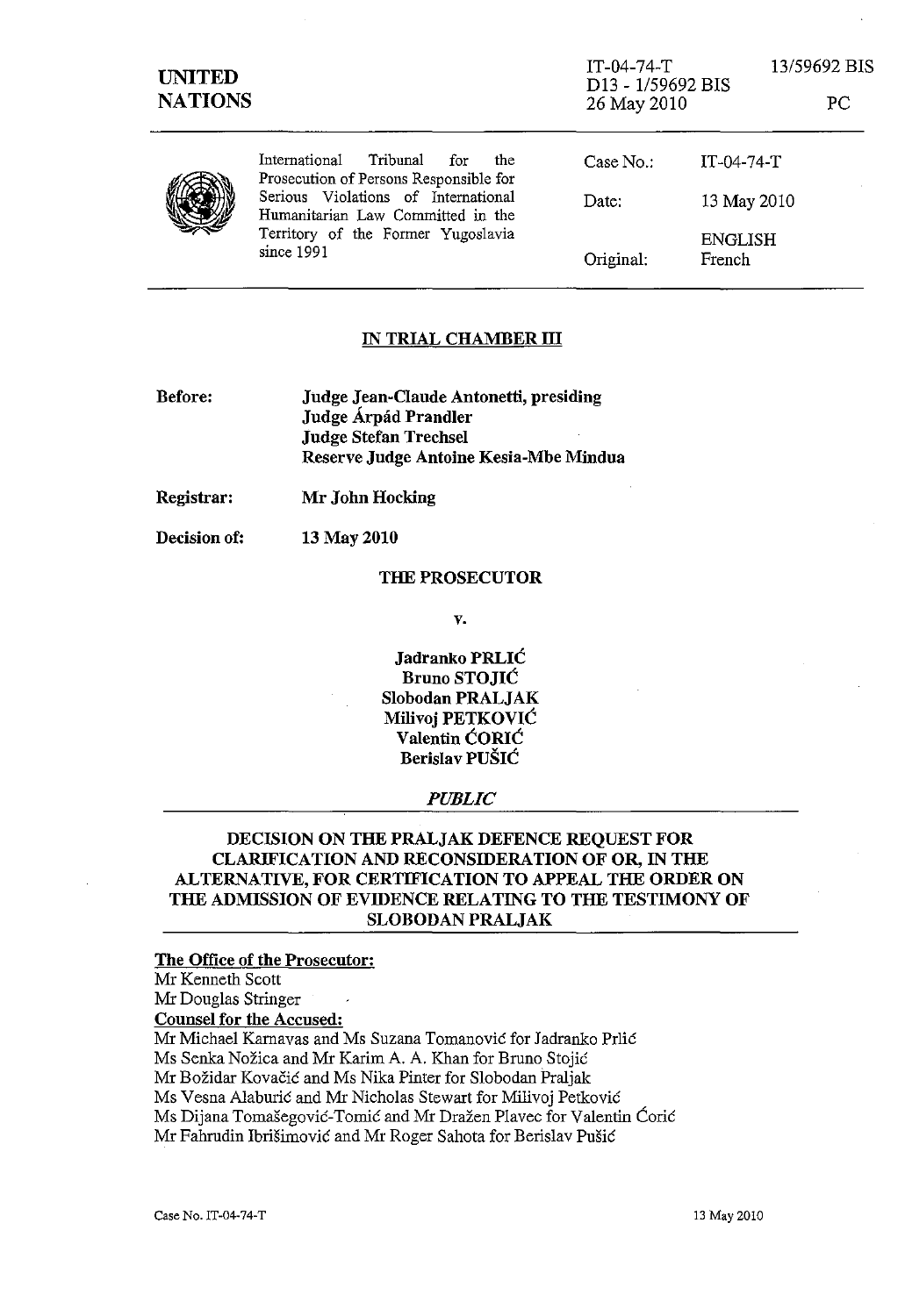UNITED NATIONS

IT-04-74-T 13/59692 BIS
D13 - 1/59692 BIS
26 May 2010 PC

International Tribunal for the Prosecution of Persons Responsible for Serious Violations of International Humanitarian Law Committed in the Territory of the Former Yugoslavia since 1991

| | |
|---|---|
| Case No.: | IT-04-74-T |
| Date: | 13 May 2010 |
| | ENGLISH |
| Original: | French |

## IN TRIAL CHAMBER III

**Before:** **Judge Jean-Claude Antonetti, presiding**
**Judge Árpád Prandler**
**Judge Stefan Trechsel**
**Reserve Judge Antoine Kesia-Mbe Mindua**

**Registrar:** **Mr John Hocking**

**Decision of:** **13 May 2010**

**THE PROSECUTOR**

**v.**

**Jadranko PRLIĆ**
**Bruno STOJIĆ**
**Slobodan PRALJAK**
**Milivoj PETKOVIĆ**
**Valentin ĆORIĆ**
**Berislav PUŠIĆ**

***PUBLIC***

## DECISION ON THE PRALJAK DEFENCE REQUEST FOR CLARIFICATION AND RECONSIDERATION OF OR, IN THE ALTERNATIVE, FOR CERTIFICATION TO APPEAL THE ORDER ON THE ADMISSION OF EVIDENCE RELATING TO THE TESTIMONY OF SLOBODAN PRALJAK

**The Office of the Prosecutor:**
Mr Kenneth Scott
Mr Douglas Stringer

**Counsel for the Accused:**
Mr Michael Karnavas and Ms Suzana Tomanović for Jadranko Prlić
Ms Senka Nožica and Mr Karim A. A. Khan for Bruno Stojić
Mr Božidar Kovačić and Ms Nika Pinter for Slobodan Praljak
Ms Vesna Alaburić and Mr Nicholas Stewart for Milivoj Petković
Ms Dijana Tomašegović-Tomić and Mr Dražen Plavec for Valentin Ćorić
Mr Fahrudin Ibrišimović and Mr Roger Sahota for Berislav Pušić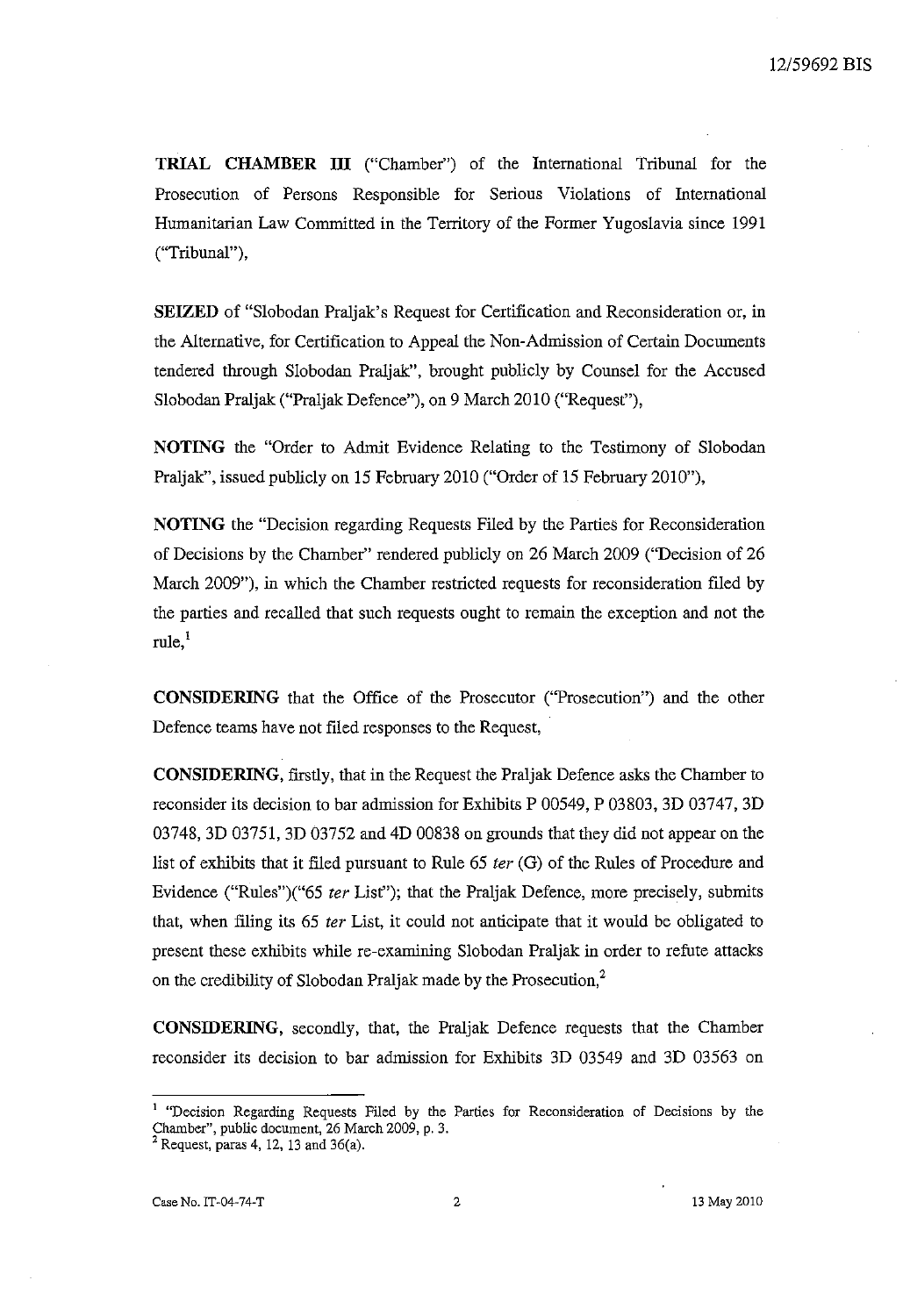**TRIAL CHAMBER III** ("Chamber") of the International Tribunal for the Prosecution of Persons Responsible for Serious Violations of International Humanitarian Law Committed in the Territory of the Former Yugoslavia since 1991 ("Tribunal"),

**SEIZED** of "Slobodan Praljak's Request for Certification and Reconsideration or, in the Alternative, for Certification to Appeal the Non-Admission of Certain Documents tendered through Slobodan Praljak", brought publicly by Counsel for the Accused Slobodan Praljak ("Praljak Defence"), on 9 March 2010 ("Request"),

**NOTING** the "Order to Admit Evidence Relating to the Testimony of Slobodan Praljak", issued publicly on 15 February 2010 ("Order of 15 February 2010"),

**NOTING** the "Decision regarding Requests Filed by the Parties for Reconsideration of Decisions by the Chamber" rendered publicly on 26 March 2009 ("Decision of 26 March 2009"), in which the Chamber restricted requests for reconsideration filed by the parties and recalled that such requests ought to remain the exception and not the rule,[1]

**CONSIDERING** that the Office of the Prosecutor ("Prosecution") and the other Defence teams have not filed responses to the Request,

**CONSIDERING**, firstly, that in the Request the Praljak Defence asks the Chamber to reconsider its decision to bar admission for Exhibits P 00549, P 03803, 3D 03747, 3D 03748, 3D 03751, 3D 03752 and 4D 00838 on grounds that they did not appear on the list of exhibits that it filed pursuant to Rule 65 *ter* (G) of the Rules of Procedure and Evidence ("Rules")("65 *ter* List"); that the Praljak Defence, more precisely, submits that, when filing its 65 *ter* List, it could not anticipate that it would be obligated to present these exhibits while re-examining Slobodan Praljak in order to refute attacks on the credibility of Slobodan Praljak made by the Prosecution,[2]

**CONSIDERING**, secondly, that, the Praljak Defence requests that the Chamber reconsider its decision to bar admission for Exhibits 3D 03549 and 3D 03563 on

---

[1] "Decision Regarding Requests Filed by the Parties for Reconsideration of Decisions by the Chamber", public document, 26 March 2009, p. 3.

[2] Request, paras 4, 12, 13 and 36(a).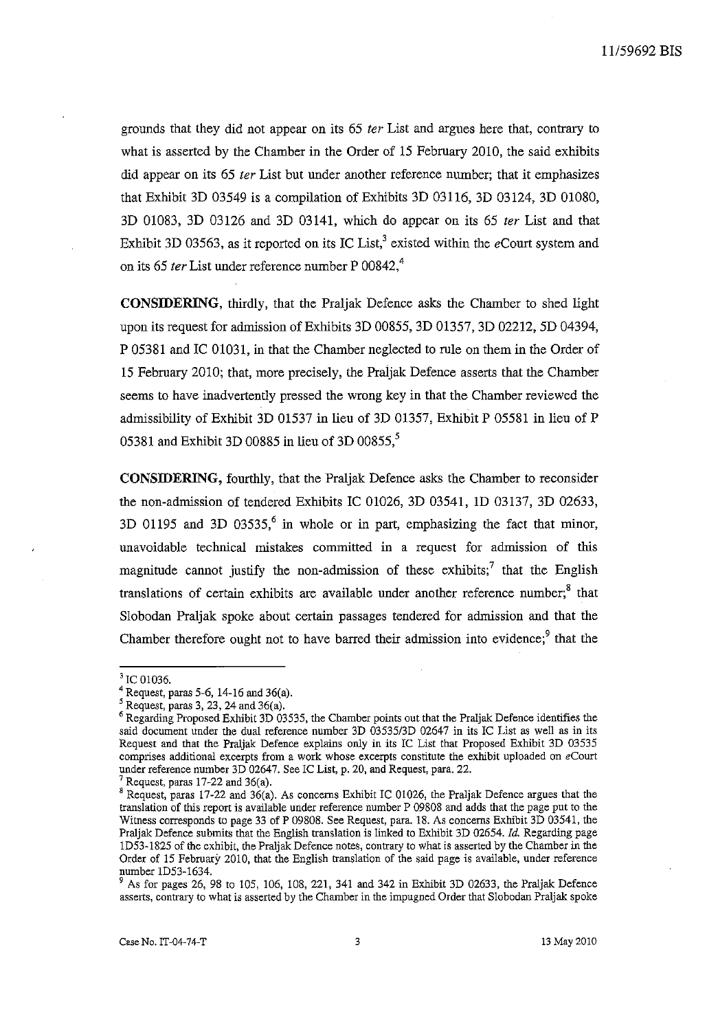grounds that they did not appear on its 65 *ter* List and argues here that, contrary to what is asserted by the Chamber in the Order of 15 February 2010, the said exhibits did appear on its 65 *ter* List but under another reference number; that it emphasizes that Exhibit 3D 03549 is a compilation of Exhibits 3D 03116, 3D 03124, 3D 01080, 3D 01083, 3D 03126 and 3D 03141, which do appear on its 65 *ter* List and that Exhibit 3D 03563, as it reported on its IC List,[3] existed within the *e*Court system and on its 65 *ter* List under reference number P 00842,[4]

**CONSIDERING,** thirdly, that the Praljak Defence asks the Chamber to shed light upon its request for admission of Exhibits 3D 00855, 3D 01357, 3D 02212, 5D 04394, P 05381 and IC 01031, in that the Chamber neglected to rule on them in the Order of 15 February 2010; that, more precisely, the Praljak Defence asserts that the Chamber seems to have inadvertently pressed the wrong key in that the Chamber reviewed the admissibility of Exhibit 3D 01537 in lieu of 3D 01357, Exhibit P 05581 in lieu of P 05381 and Exhibit 3D 00885 in lieu of 3D 00855,[5]

**CONSIDERING,** fourthly, that the Praljak Defence asks the Chamber to reconsider the non-admission of tendered Exhibits IC 01026, 3D 03541, 1D 03137, 3D 02633, 3D 01195 and 3D 03535,[6] in whole or in part, emphasizing the fact that minor, unavoidable technical mistakes committed in a request for admission of this magnitude cannot justify the non-admission of these exhibits;[7] that the English translations of certain exhibits are available under another reference number;[8] that Slobodan Praljak spoke about certain passages tendered for admission and that the Chamber therefore ought not to have barred their admission into evidence;[9] that the

---

[3] IC 01036.

[4] Request, paras 5-6, 14-16 and 36(a).

[5] Request, paras 3, 23, 24 and 36(a).

[6] Regarding Proposed Exhibit 3D 03535, the Chamber points out that the Praljak Defence identifies the said document under the dual reference number 3D 03535/3D 02647 in its IC List as well as in its Request and that the Praljak Defence explains only in its IC List that Proposed Exhibit 3D 03535 comprises additional excerpts from a work whose excerpts constitute the exhibit uploaded on *e*Court under reference number 3D 02647. See IC List, p. 20, and Request, para. 22.

[7] Request, paras 17-22 and 36(a).

[8] Request, paras 17-22 and 36(a). As concerns Exhibit IC 01026, the Praljak Defence argues that the translation of this report is available under reference number P 09808 and adds that the page put to the Witness corresponds to page 33 of P 09808. See Request, para. 18. As concerns Exhibit 3D 03541, the Praljak Defence submits that the English translation is linked to Exhibit 3D 02654. *Id.* Regarding page 1D53-1825 of the exhibit, the Praljak Defence notes, contrary to what is asserted by the Chamber in the Order of 15 February 2010, that the English translation of the said page is available, under reference number 1D53-1634.

[9] As for pages 26, 98 to 105, 106, 108, 221, 341 and 342 in Exhibit 3D 02633, the Praljak Defence asserts, contrary to what is asserted by the Chamber in the impugned Order that Slobodan Praljak spoke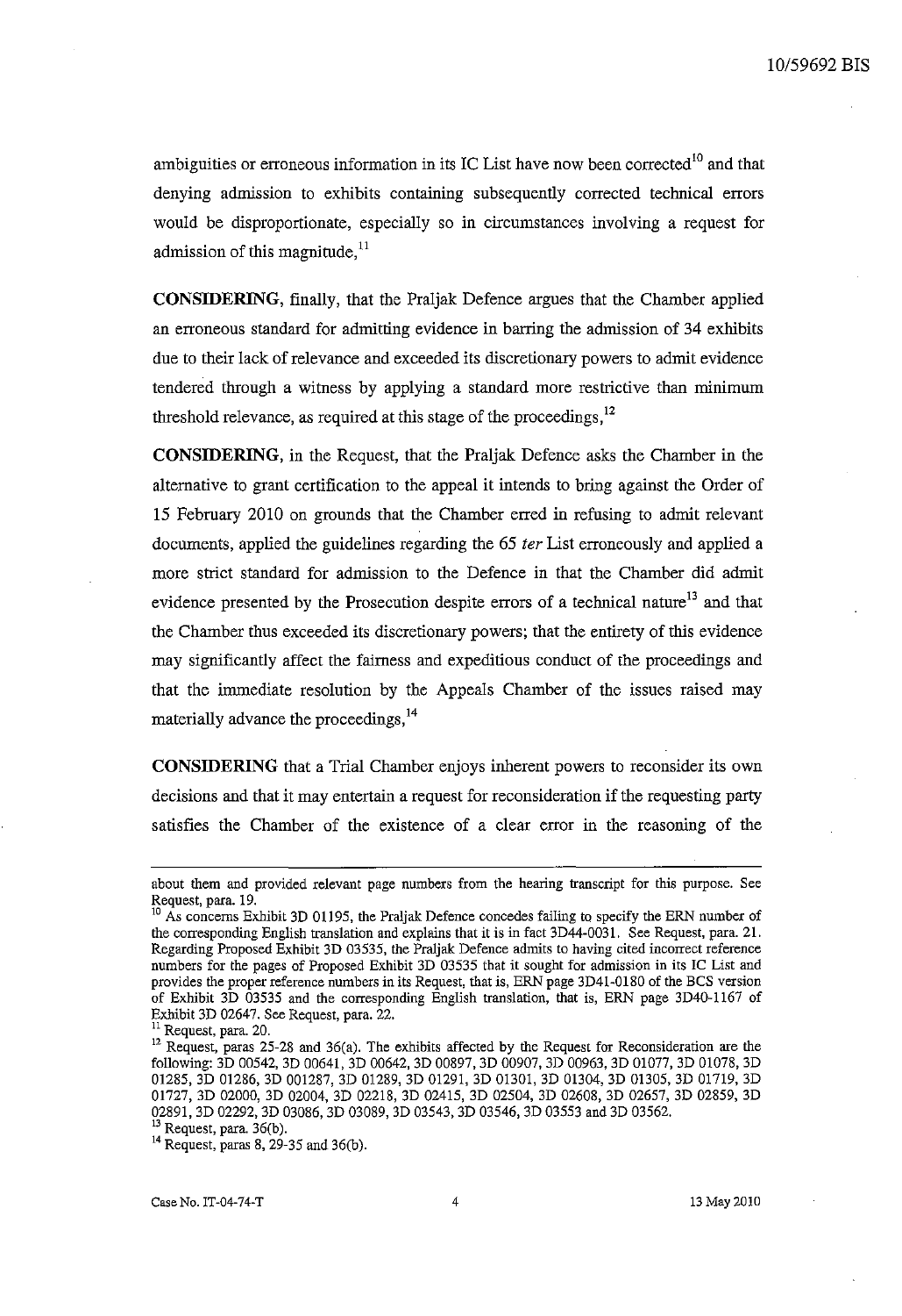ambiguities or erroneous information in its IC List have now been corrected[10] and that denying admission to exhibits containing subsequently corrected technical errors would be disproportionate, especially so in circumstances involving a request for admission of this magnitude,[11]

**CONSIDERING**, finally, that the Praljak Defence argues that the Chamber applied an erroneous standard for admitting evidence in barring the admission of 34 exhibits due to their lack of relevance and exceeded its discretionary powers to admit evidence tendered through a witness by applying a standard more restrictive than minimum threshold relevance, as required at this stage of the proceedings,[12]

**CONSIDERING**, in the Request, that the Praljak Defence asks the Chamber in the alternative to grant certification to the appeal it intends to bring against the Order of 15 February 2010 on grounds that the Chamber erred in refusing to admit relevant documents, applied the guidelines regarding the 65 *ter* List erroneously and applied a more strict standard for admission to the Defence in that the Chamber did admit evidence presented by the Prosecution despite errors of a technical nature[13] and that the Chamber thus exceeded its discretionary powers; that the entirety of this evidence may significantly affect the fairness and expeditious conduct of the proceedings and that the immediate resolution by the Appeals Chamber of the issues raised may materially advance the proceedings,[14]

**CONSIDERING** that a Trial Chamber enjoys inherent powers to reconsider its own decisions and that it may entertain a request for reconsideration if the requesting party satisfies the Chamber of the existence of a clear error in the reasoning of the

---

about them and provided relevant page numbers from the hearing transcript for this purpose. See Request, para. 19.

[10] As concerns Exhibit 3D 01195, the Praljak Defence concedes failing to specify the ERN number of the corresponding English translation and explains that it is in fact 3D44-0031. See Request, para. 21. Regarding Proposed Exhibit 3D 03535, the Praljak Defence admits to having cited incorrect reference numbers for the pages of Proposed Exhibit 3D 03535 that it sought for admission in its IC List and provides the proper reference numbers in its Request, that is, ERN page 3D41-0180 of the BCS version of Exhibit 3D 03535 and the corresponding English translation, that is, ERN page 3D40-1167 of Exhibit 3D 02647. See Request, para. 22.

[11] Request, para. 20.

[12] Request, paras 25-28 and 36(a). The exhibits affected by the Request for Reconsideration are the following: 3D 00542, 3D 00641, 3D 00642, 3D 00897, 3D 00907, 3D 00963, 3D 01077, 3D 01078, 3D 01285, 3D 01286, 3D 001287, 3D 01289, 3D 01291, 3D 01301, 3D 01304, 3D 01305, 3D 01719, 3D 01727, 3D 02000, 3D 02004, 3D 02218, 3D 02415, 3D 02504, 3D 02608, 3D 02657, 3D 02859, 3D 02891, 3D 02292, 3D 03086, 3D 03089, 3D 03543, 3D 03546, 3D 03553 and 3D 03562.

[13] Request, para. 36(b).

[14] Request, paras 8, 29-35 and 36(b).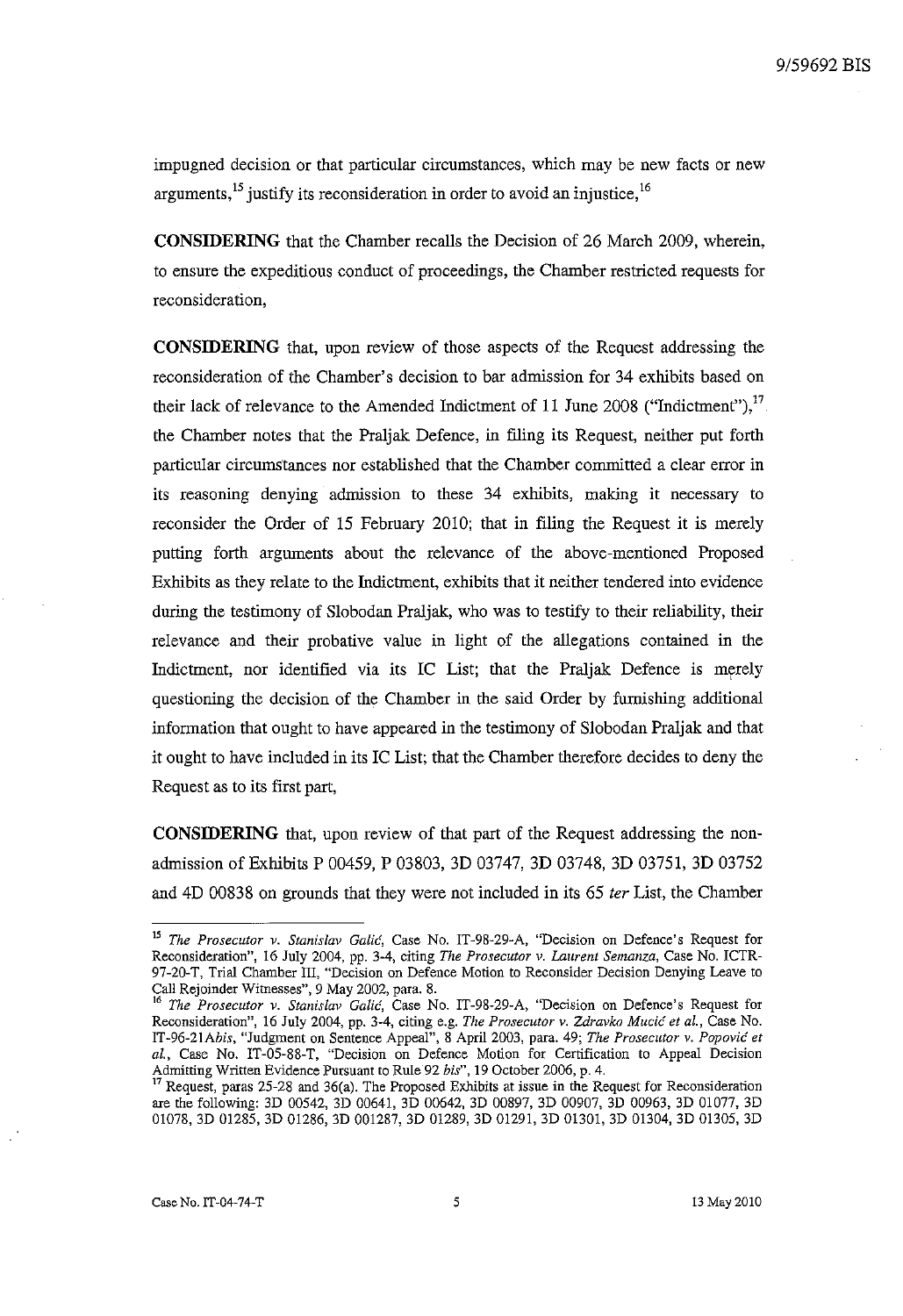impugned decision or that particular circumstances, which may be new facts or new arguments,[15] justify its reconsideration in order to avoid an injustice,[16]

**CONSIDERING** that the Chamber recalls the Decision of 26 March 2009, wherein, to ensure the expeditious conduct of proceedings, the Chamber restricted requests for reconsideration,

**CONSIDERING** that, upon review of those aspects of the Request addressing the reconsideration of the Chamber's decision to bar admission for 34 exhibits based on their lack of relevance to the Amended Indictment of 11 June 2008 ("Indictment"),[17] the Chamber notes that the Praljak Defence, in filing its Request, neither put forth particular circumstances nor established that the Chamber committed a clear error in its reasoning denying admission to these 34 exhibits, making it necessary to reconsider the Order of 15 February 2010; that in filing the Request it is merely putting forth arguments about the relevance of the above-mentioned Proposed Exhibits as they relate to the Indictment, exhibits that it neither tendered into evidence during the testimony of Slobodan Praljak, who was to testify to their reliability, their relevance and their probative value in light of the allegations contained in the Indictment, nor identified via its IC List; that the Praljak Defence is merely questioning the decision of the Chamber in the said Order by furnishing additional information that ought to have appeared in the testimony of Slobodan Praljak and that it ought to have included in its IC List; that the Chamber therefore decides to deny the Request as to its first part,

**CONSIDERING** that, upon review of that part of the Request addressing the non-admission of Exhibits P 00459, P 03803, 3D 03747, 3D 03748, 3D 03751, 3D 03752 and 4D 00838 on grounds that they were not included in its 65 *ter* List, the Chamber

---

[15] *The Prosecutor v. Stanislav Galić*, Case No. IT-98-29-A, "Decision on Defence's Request for Reconsideration", 16 July 2004, pp. 3-4, citing *The Prosecutor v. Laurent Semanza*, Case No. ICTR-97-20-T, Trial Chamber III, "Decision on Defence Motion to Reconsider Decision Denying Leave to Call Rejoinder Witnesses", 9 May 2002, para. 8.

[16] *The Prosecutor v. Stanislav Galić*, Case No. IT-98-29-A, "Decision on Defence's Request for Reconsideration", 16 July 2004, pp. 3-4, citing e.g. *The Prosecutor v. Zdravko Mucić et al.*, Case No. IT-96-21*Abis*, "Judgment on Sentence Appeal", 8 April 2003, para. 49; *The Prosecutor v. Popović et al.*, Case No. IT-05-88-T, "Decision on Defence Motion for Certification to Appeal Decision Admitting Written Evidence Pursuant to Rule 92 *bis*", 19 October 2006, p. 4.

[17] Request, paras 25-28 and 36(a). The Proposed Exhibits at issue in the Request for Reconsideration are the following: 3D 00542, 3D 00641, 3D 00642, 3D 00897, 3D 00907, 3D 00963, 3D 01077, 3D 01078, 3D 01285, 3D 01286, 3D 001287, 3D 01289, 3D 01291, 3D 01301, 3D 01304, 3D 01305, 3D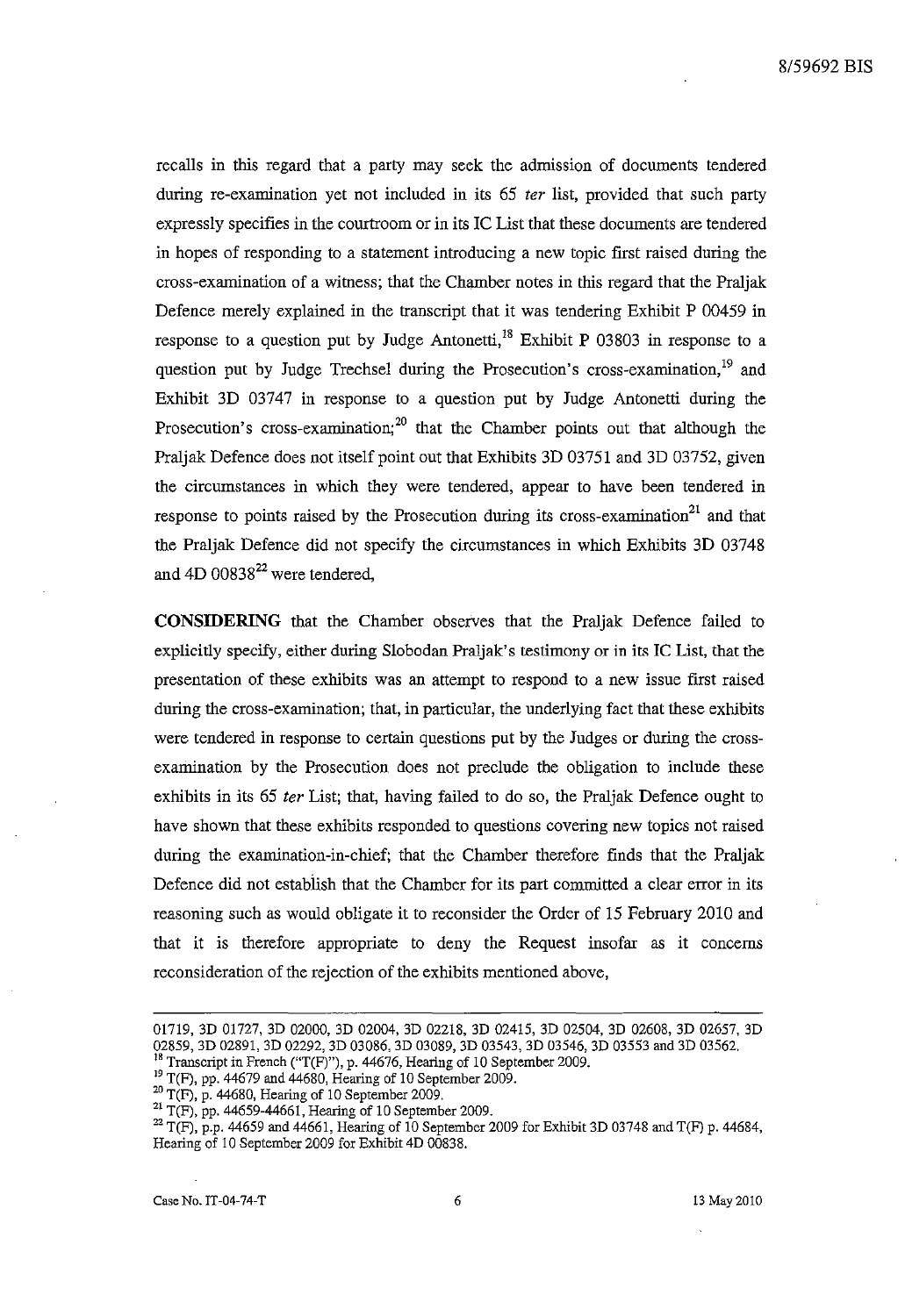recalls in this regard that a party may seek the admission of documents tendered during re-examination yet not included in its 65 *ter* list, provided that such party expressly specifies in the courtroom or in its IC List that these documents are tendered in hopes of responding to a statement introducing a new topic first raised during the cross-examination of a witness; that the Chamber notes in this regard that the Praljak Defence merely explained in the transcript that it was tendering Exhibit P 00459 in response to a question put by Judge Antonetti,[18] Exhibit P 03803 in response to a question put by Judge Trechsel during the Prosecution's cross-examination,[19] and Exhibit 3D 03747 in response to a question put by Judge Antonetti during the Prosecution's cross-examination;[20] that the Chamber points out that although the Praljak Defence does not itself point out that Exhibits 3D 03751 and 3D 03752, given the circumstances in which they were tendered, appear to have been tendered in response to points raised by the Prosecution during its cross-examination[21] and that the Praljak Defence did not specify the circumstances in which Exhibits 3D 03748 and 4D 00838[22] were tendered,

**CONSIDERING** that the Chamber observes that the Praljak Defence failed to explicitly specify, either during Slobodan Praljak's testimony or in its IC List, that the presentation of these exhibits was an attempt to respond to a new issue first raised during the cross-examination; that, in particular, the underlying fact that these exhibits were tendered in response to certain questions put by the Judges or during the cross-examination by the Prosecution does not preclude the obligation to include these exhibits in its 65 *ter* List; that, having failed to do so, the Praljak Defence ought to have shown that these exhibits responded to questions covering new topics not raised during the examination-in-chief; that the Chamber therefore finds that the Praljak Defence did not establish that the Chamber for its part committed a clear error in its reasoning such as would obligate it to reconsider the Order of 15 February 2010 and that it is therefore appropriate to deny the Request insofar as it concerns reconsideration of the rejection of the exhibits mentioned above,

---

01719, 3D 01727, 3D 02000, 3D 02004, 3D 02218, 3D 02415, 3D 02504, 3D 02608, 3D 02657, 3D 02859, 3D 02891, 3D 02292, 3D 03086, 3D 03089, 3D 03543, 3D 03546, 3D 03553 and 3D 03562.

[18] Transcript in French ("T(F)"), p. 44676, Hearing of 10 September 2009.

[19] T(F), pp. 44679 and 44680, Hearing of 10 September 2009.

[20] T(F), p. 44680, Hearing of 10 September 2009.

[21] T(F), pp. 44659-44661, Hearing of 10 September 2009.

[22] T(F), p.p. 44659 and 44661, Hearing of 10 September 2009 for Exhibit 3D 03748 and T(F) p. 44684, Hearing of 10 September 2009 for Exhibit 4D 00838.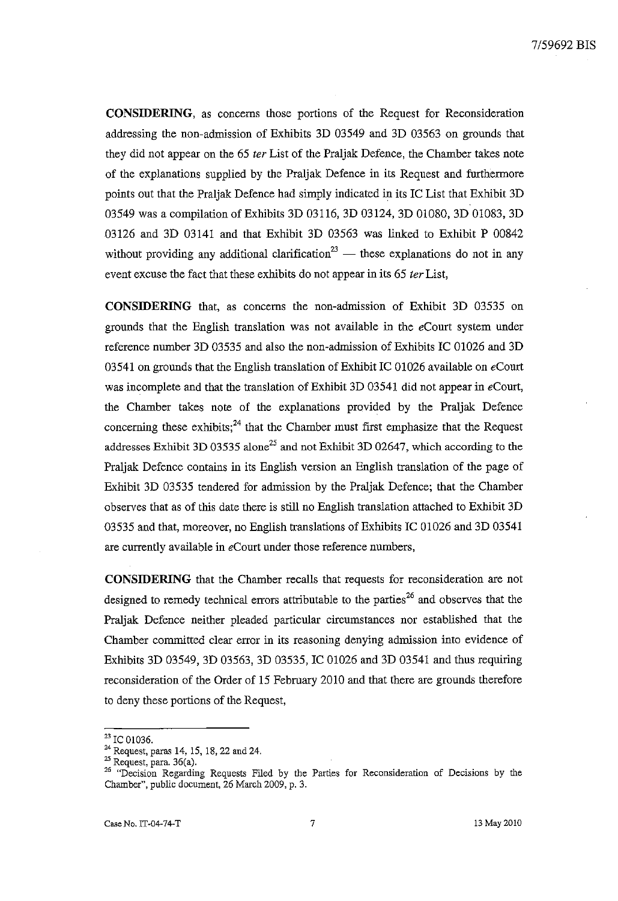**CONSIDERING**, as concerns those portions of the Request for Reconsideration addressing the non-admission of Exhibits 3D 03549 and 3D 03563 on grounds that they did not appear on the 65 *ter* List of the Praljak Defence, the Chamber takes note of the explanations supplied by the Praljak Defence in its Request and furthermore points out that the Praljak Defence had simply indicated in its IC List that Exhibit 3D 03549 was a compilation of Exhibits 3D 03116, 3D 03124, 3D 01080, 3D 01083, 3D 03126 and 3D 03141 and that Exhibit 3D 03563 was linked to Exhibit P 00842 without providing any additional clarification[23] — these explanations do not in any event excuse the fact that these exhibits do not appear in its 65 *ter* List,

**CONSIDERING** that, as concerns the non-admission of Exhibit 3D 03535 on grounds that the English translation was not available in the *e*Court system under reference number 3D 03535 and also the non-admission of Exhibits IC 01026 and 3D 03541 on grounds that the English translation of Exhibit IC 01026 available on *e*Court was incomplete and that the translation of Exhibit 3D 03541 did not appear in *e*Court, the Chamber takes note of the explanations provided by the Praljak Defence concerning these exhibits;[24] that the Chamber must first emphasize that the Request addresses Exhibit 3D 03535 alone[25] and not Exhibit 3D 02647, which according to the Praljak Defence contains in its English version an English translation of the page of Exhibit 3D 03535 tendered for admission by the Praljak Defence; that the Chamber observes that as of this date there is still no English translation attached to Exhibit 3D 03535 and that, moreover, no English translations of Exhibits IC 01026 and 3D 03541 are currently available in *e*Court under those reference numbers,

**CONSIDERING** that the Chamber recalls that requests for reconsideration are not designed to remedy technical errors attributable to the parties[26] and observes that the Praljak Defence neither pleaded particular circumstances nor established that the Chamber committed clear error in its reasoning denying admission into evidence of Exhibits 3D 03549, 3D 03563, 3D 03535, IC 01026 and 3D 03541 and thus requiring reconsideration of the Order of 15 February 2010 and that there are grounds therefore to deny these portions of the Request,

---

[23] IC 01036.

[24] Request, paras 14, 15, 18, 22 and 24.

[25] Request, para. 36(a).

[26] "Decision Regarding Requests Filed by the Parties for Reconsideration of Decisions by the Chamber", public document, 26 March 2009, p. 3.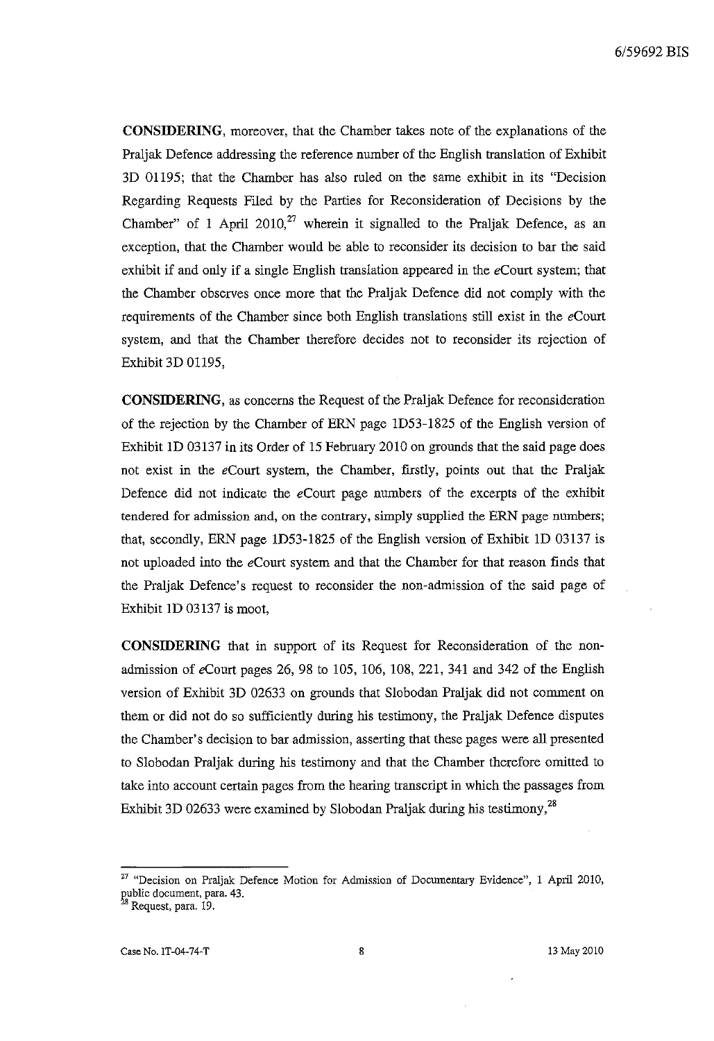**CONSIDERING**, moreover, that the Chamber takes note of the explanations of the Praljak Defence addressing the reference number of the English translation of Exhibit 3D 01195; that the Chamber has also ruled on the same exhibit in its "Decision Regarding Requests Filed by the Parties for Reconsideration of Decisions by the Chamber" of 1 April 2010,[27] wherein it signalled to the Praljak Defence, as an exception, that the Chamber would be able to reconsider its decision to bar the said exhibit if and only if a single English translation appeared in the *e*Court system; that the Chamber observes once more that the Praljak Defence did not comply with the requirements of the Chamber since both English translations still exist in the *e*Court system, and that the Chamber therefore decides not to reconsider its rejection of Exhibit 3D 01195,

**CONSIDERING**, as concerns the Request of the Praljak Defence for reconsideration of the rejection by the Chamber of ERN page 1D53-1825 of the English version of Exhibit 1D 03137 in its Order of 15 February 2010 on grounds that the said page does not exist in the *e*Court system, the Chamber, firstly, points out that the Praljak Defence did not indicate the *e*Court page numbers of the excerpts of the exhibit tendered for admission and, on the contrary, simply supplied the ERN page numbers; that, secondly, ERN page 1D53-1825 of the English version of Exhibit 1D 03137 is not uploaded into the *e*Court system and that the Chamber for that reason finds that the Praljak Defence's request to reconsider the non-admission of the said page of Exhibit 1D 03137 is moot,

**CONSIDERING** that in support of its Request for Reconsideration of the non-admission of *e*Court pages 26, 98 to 105, 106, 108, 221, 341 and 342 of the English version of Exhibit 3D 02633 on grounds that Slobodan Praljak did not comment on them or did not do so sufficiently during his testimony, the Praljak Defence disputes the Chamber's decision to bar admission, asserting that these pages were all presented to Slobodan Praljak during his testimony and that the Chamber therefore omitted to take into account certain pages from the hearing transcript in which the passages from Exhibit 3D 02633 were examined by Slobodan Praljak during his testimony,[28]

---

[27] "Decision on Praljak Defence Motion for Admission of Documentary Evidence", 1 April 2010, public document, para. 43.

[28] Request, para. 19.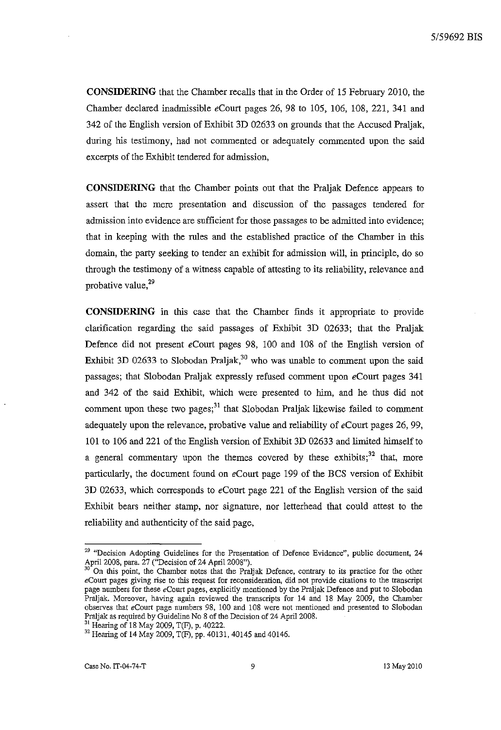**CONSIDERING** that the Chamber recalls that in the Order of 15 February 2010, the Chamber declared inadmissible *e*Court pages 26, 98 to 105, 106, 108, 221, 341 and 342 of the English version of Exhibit 3D 02633 on grounds that the Accused Praljak, during his testimony, had not commented or adequately commented upon the said excerpts of the Exhibit tendered for admission,

**CONSIDERING** that the Chamber points out that the Praljak Defence appears to assert that the mere presentation and discussion of the passages tendered for admission into evidence are sufficient for those passages to be admitted into evidence; that in keeping with the rules and the established practice of the Chamber in this domain, the party seeking to tender an exhibit for admission will, in principle, do so through the testimony of a witness capable of attesting to its reliability, relevance and probative value,[29]

**CONSIDERING** in this case that the Chamber finds it appropriate to provide clarification regarding the said passages of Exhibit 3D 02633; that the Praljak Defence did not present *e*Court pages 98, 100 and 108 of the English version of Exhibit 3D 02633 to Slobodan Praljak,[30] who was unable to comment upon the said passages; that Slobodan Praljak expressly refused comment upon *e*Court pages 341 and 342 of the said Exhibit, which were presented to him, and he thus did not comment upon these two pages;[31] that Slobodan Praljak likewise failed to comment adequately upon the relevance, probative value and reliability of *e*Court pages 26, 99, 101 to 106 and 221 of the English version of Exhibit 3D 02633 and limited himself to a general commentary upon the themes covered by these exhibits;[32] that, more particularly, the document found on *e*Court page 199 of the BCS version of Exhibit 3D 02633, which corresponds to *e*Court page 221 of the English version of the said Exhibit bears neither stamp, nor signature, nor letterhead that could attest to the reliability and authenticity of the said page,

---

[29] "Decision Adopting Guidelines for the Presentation of Defence Evidence", public document, 24 April 2008, para. 27 ("Decision of 24 April 2008").

[30] On this point, the Chamber notes that the Praljak Defence, contrary to its practice for the other *e*Court pages giving rise to this request for reconsideration, did not provide citations to the transcript page numbers for these *e*Court pages, explicitly mentioned by the Praljak Defence and put to Slobodan Praljak. Moreover, having again reviewed the transcripts for 14 and 18 May 2009, the Chamber observes that *e*Court page numbers 98, 100 and 108 were not mentioned and presented to Slobodan Praljak as required by Guideline No 8 of the Decision of 24 April 2008.

[31] Hearing of 18 May 2009, T(F), p. 40222.

[32] Hearing of 14 May 2009, T(F), pp. 40131, 40145 and 40146.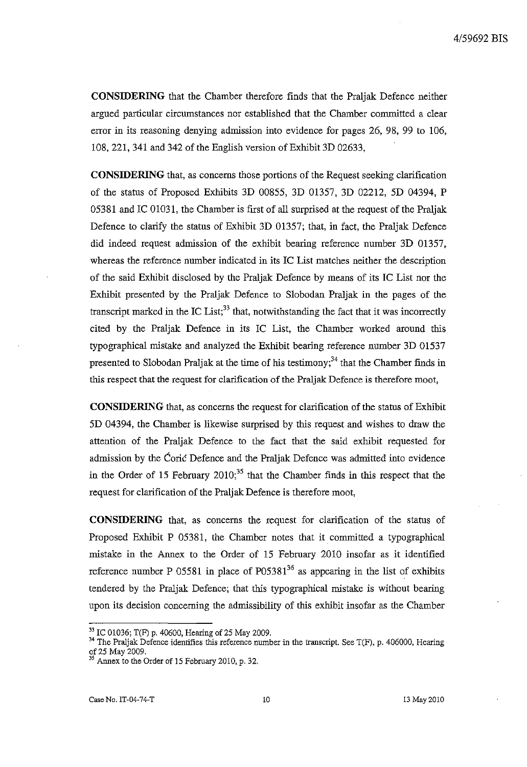**CONSIDERING** that the Chamber therefore finds that the Praljak Defence neither argued particular circumstances nor established that the Chamber committed a clear error in its reasoning denying admission into evidence for pages 26, 98, 99 to 106, 108, 221, 341 and 342 of the English version of Exhibit 3D 02633,

**CONSIDERING** that, as concerns those portions of the Request seeking clarification of the status of Proposed Exhibits 3D 00855, 3D 01357, 3D 02212, 5D 04394, P 05381 and IC 01031, the Chamber is first of all surprised at the request of the Praljak Defence to clarify the status of Exhibit 3D 01357; that, in fact, the Praljak Defence did indeed request admission of the exhibit bearing reference number 3D 01357, whereas the reference number indicated in its IC List matches neither the description of the said Exhibit disclosed by the Praljak Defence by means of its IC List nor the Exhibit presented by the Praljak Defence to Slobodan Praljak in the pages of the transcript marked in the IC List;[33] that, notwithstanding the fact that it was incorrectly cited by the Praljak Defence in its IC List, the Chamber worked around this typographical mistake and analyzed the Exhibit bearing reference number 3D 01537 presented to Slobodan Praljak at the time of his testimony;[34] that the Chamber finds in this respect that the request for clarification of the Praljak Defence is therefore moot,

**CONSIDERING** that, as concerns the request for clarification of the status of Exhibit 5D 04394, the Chamber is likewise surprised by this request and wishes to draw the attention of the Praljak Defence to the fact that the said exhibit requested for admission by the Ćorić Defence and the Praljak Defence was admitted into evidence in the Order of 15 February 2010;[35] that the Chamber finds in this respect that the request for clarification of the Praljak Defence is therefore moot,

**CONSIDERING** that, as concerns the request for clarification of the status of Proposed Exhibit P 05381, the Chamber notes that it committed a typographical mistake in the Annex to the Order of 15 February 2010 insofar as it identified reference number P 05581 in place of P05381[36] as appearing in the list of exhibits tendered by the Praljak Defence; that this typographical mistake is without bearing upon its decision concerning the admissibility of this exhibit insofar as the Chamber

---

[33] IC 01036; T(F) p. 40600, Hearing of 25 May 2009.

[34] The Praljak Defence identifies this reference number in the transcript. See T(F), p. 406000, Hearing of 25 May 2009.

[35] Annex to the Order of 15 February 2010, p. 32.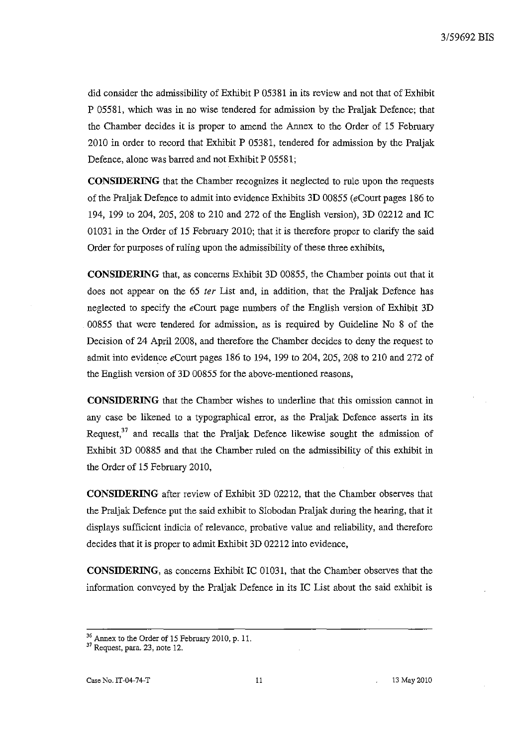did consider the admissibility of Exhibit P 05381 in its review and not that of Exhibit P 05581, which was in no wise tendered for admission by the Praljak Defence; that the Chamber decides it is proper to amend the Annex to the Order of 15 February 2010 in order to record that Exhibit P 05381, tendered for admission by the Praljak Defence, alone was barred and not Exhibit P 05581;

**CONSIDERING** that the Chamber recognizes it neglected to rule upon the requests of the Praljak Defence to admit into evidence Exhibits 3D 00855 (*e*Court pages 186 to 194, 199 to 204, 205, 208 to 210 and 272 of the English version), 3D 02212 and IC 01031 in the Order of 15 February 2010; that it is therefore proper to clarify the said Order for purposes of ruling upon the admissibility of these three exhibits,

**CONSIDERING** that, as concerns Exhibit 3D 00855, the Chamber points out that it does not appear on the 65 *ter* List and, in addition, that the Praljak Defence has neglected to specify the *e*Court page numbers of the English version of Exhibit 3D 00855 that were tendered for admission, as is required by Guideline No 8 of the Decision of 24 April 2008, and therefore the Chamber decides to deny the request to admit into evidence *e*Court pages 186 to 194, 199 to 204, 205, 208 to 210 and 272 of the English version of 3D 00855 for the above-mentioned reasons,

**CONSIDERING** that the Chamber wishes to underline that this omission cannot in any case be likened to a typographical error, as the Praljak Defence asserts in its Request,[37] and recalls that the Praljak Defence likewise sought the admission of Exhibit 3D 00885 and that the Chamber ruled on the admissibility of this exhibit in the Order of 15 February 2010,

**CONSIDERING** after review of Exhibit 3D 02212, that the Chamber observes that the Praljak Defence put the said exhibit to Slobodan Praljak during the hearing, that it displays sufficient indicia of relevance, probative value and reliability, and therefore decides that it is proper to admit Exhibit 3D 02212 into evidence,

**CONSIDERING**, as concerns Exhibit IC 01031, that the Chamber observes that the information conveyed by the Praljak Defence in its IC List about the said exhibit is

---

[36] Annex to the Order of 15 February 2010, p. 11.

[37] Request, para. 23, note 12.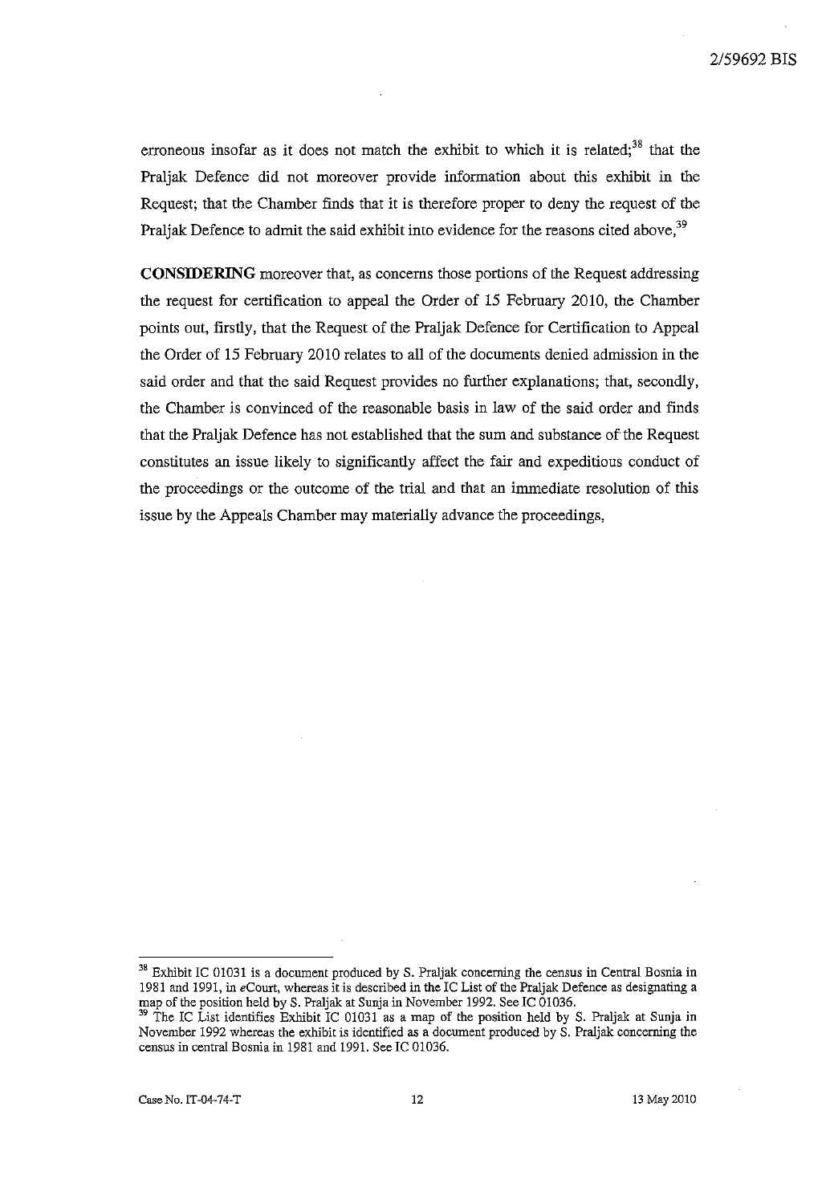erroneous insofar as it does not match the exhibit to which it is related;[38] that the Praljak Defence did not moreover provide information about this exhibit in the Request; that the Chamber finds that it is therefore proper to deny the request of the Praljak Defence to admit the said exhibit into evidence for the reasons cited above,[39]

**CONSIDERING** moreover that, as concerns those portions of the Request addressing the request for certification to appeal the Order of 15 February 2010, the Chamber points out, firstly, that the Request of the Praljak Defence for Certification to Appeal the Order of 15 February 2010 relates to all of the documents denied admission in the said order and that the said Request provides no further explanations; that, secondly, the Chamber is convinced of the reasonable basis in law of the said order and finds that the Praljak Defence has not established that the sum and substance of the Request constitutes an issue likely to significantly affect the fair and expeditious conduct of the proceedings or the outcome of the trial and that an immediate resolution of this issue by the Appeals Chamber may materially advance the proceedings,

---

[38] Exhibit IC 01031 is a document produced by S. Praljak concerning the census in Central Bosnia in 1981 and 1991, in *e*Court, whereas it is described in the IC List of the Praljak Defence as designating a map of the position held by S. Praljak at Sunja in November 1992. See IC 01036.

[39] The IC List identifies Exhibit IC 01031 as a map of the position held by S. Praljak at Sunja in November 1992 whereas the exhibit is identified as a document produced by S. Praljak concerning the census in central Bosnia in 1981 and 1991. See IC 01036.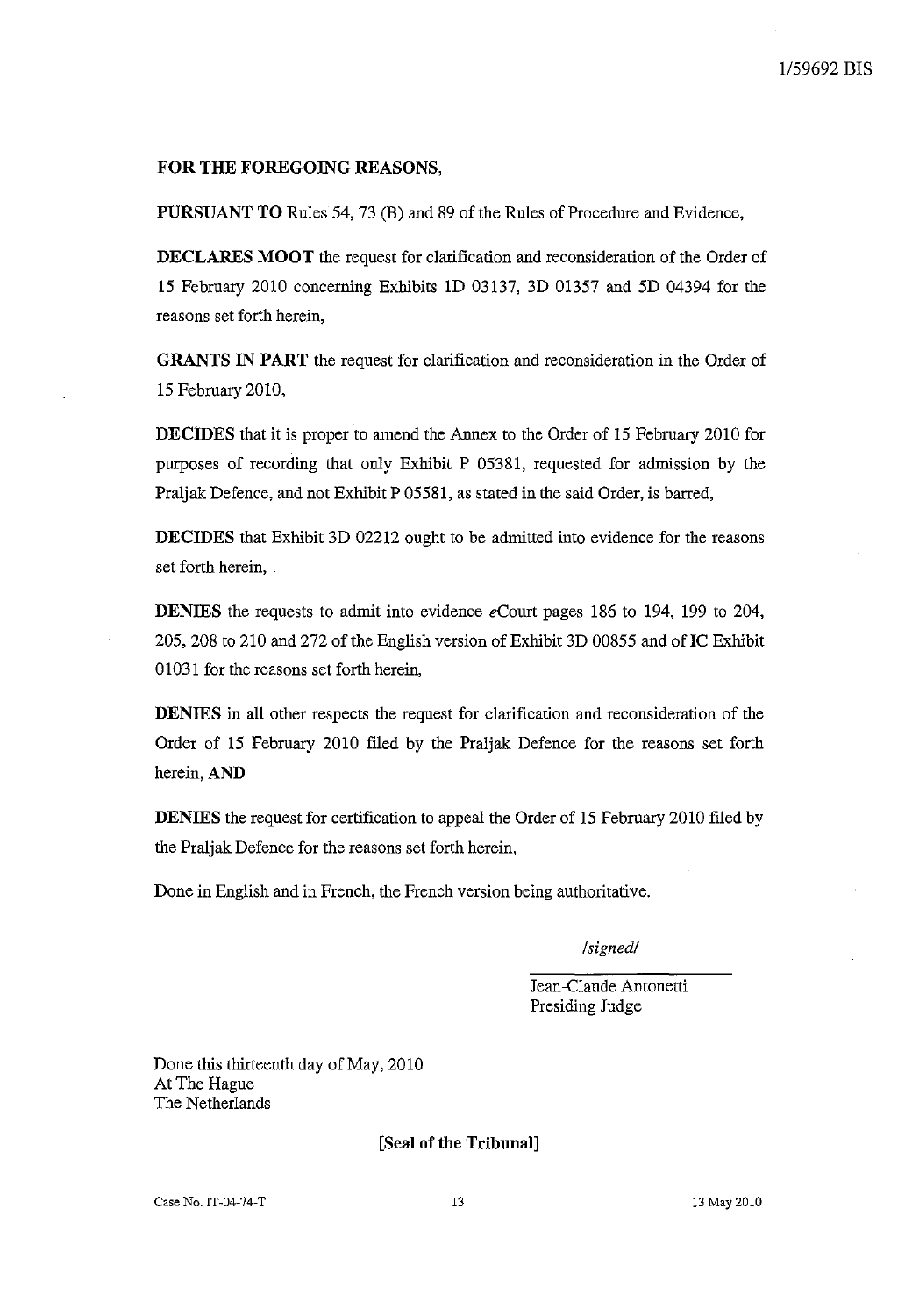**FOR THE FOREGOING REASONS,**

**PURSUANT TO** Rules 54, 73 (B) and 89 of the Rules of Procedure and Evidence,

**DECLARES MOOT** the request for clarification and reconsideration of the Order of 15 February 2010 concerning Exhibits 1D 03137, 3D 01357 and 5D 04394 for the reasons set forth herein,

**GRANTS IN PART** the request for clarification and reconsideration in the Order of 15 February 2010,

**DECIDES** that it is proper to amend the Annex to the Order of 15 February 2010 for purposes of recording that only Exhibit P 05381, requested for admission by the Praljak Defence, and not Exhibit P 05581, as stated in the said Order, is barred,

**DECIDES** that Exhibit 3D 02212 ought to be admitted into evidence for the reasons set forth herein,

**DENIES** the requests to admit into evidence *e*Court pages 186 to 194, 199 to 204, 205, 208 to 210 and 272 of the English version of Exhibit 3D 00855 and of IC Exhibit 01031 for the reasons set forth herein,

**DENIES** in all other respects the request for clarification and reconsideration of the Order of 15 February 2010 filed by the Praljak Defence for the reasons set forth herein, **AND**

**DENIES** the request for certification to appeal the Order of 15 February 2010 filed by the Praljak Defence for the reasons set forth herein,

Done in English and in French, the French version being authoritative.

*/signed/*

Jean-Claude Antonetti
Presiding Judge

Done this thirteenth day of May, 2010
At The Hague
The Netherlands

**[Seal of the Tribunal]**